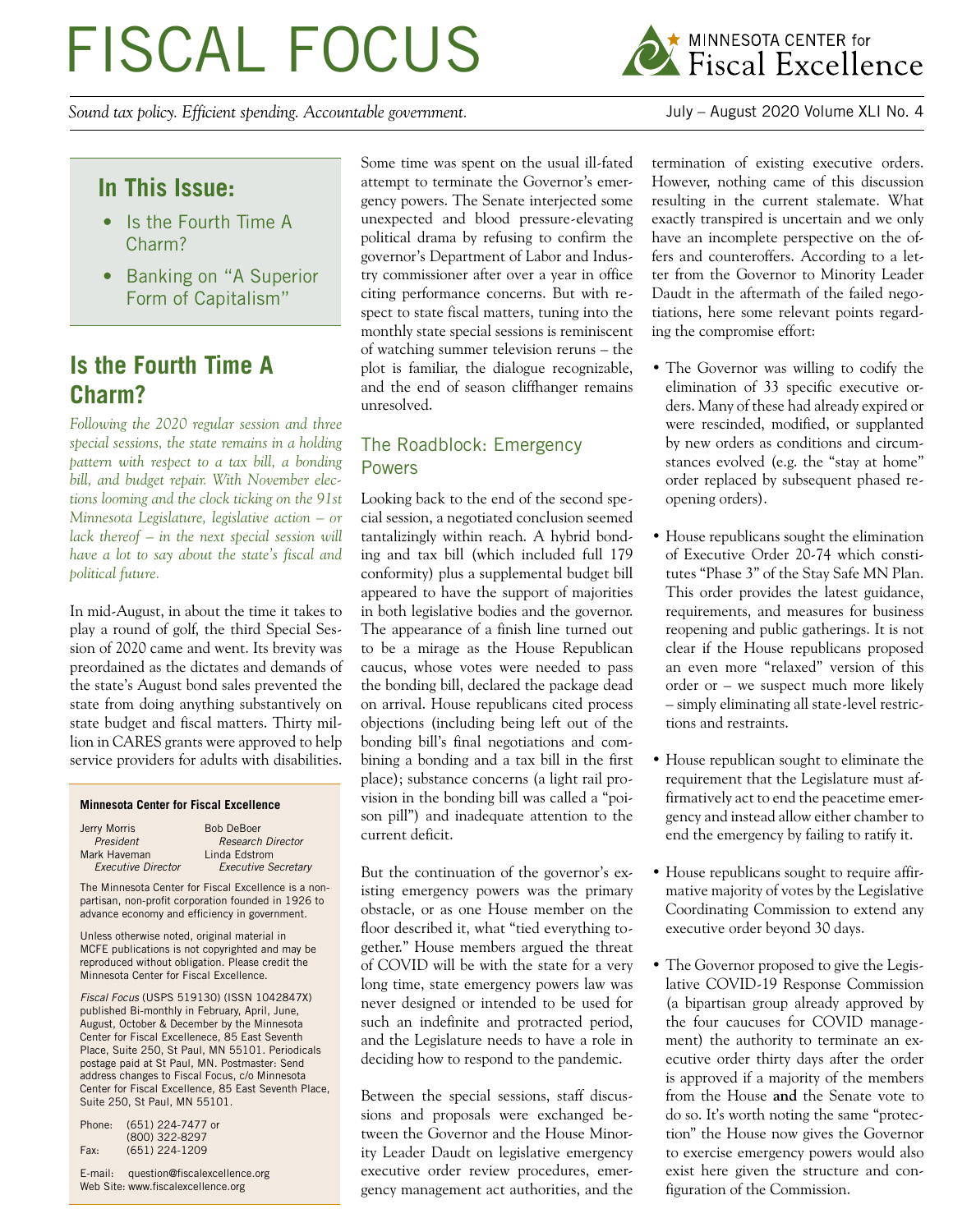# FISCAL FOCUS

MINNESOTA CENTER for Fiscal Excellence

*Sound tax policy. Efficient spending. Accountable government.*

July – August 2020 Volume XLI No. 4

## In This Issue:

- Is the Fourth Time A Charm?
- Banking on "A Superior Form of Capitalism"

## Is the Fourth Time A Charm?

*Following the 2020 regular session and three special sessions, the state remains in a holding pattern with respect to a tax bill, a bonding bill, and budget repair. With November elections looming and the clock ticking on the 91st Minnesota Legislature, legislative action – or lack thereof – in the next special session will have a lot to say about the state's fiscal and political future.*

In mid-August, in about the time it takes to play a round of golf, the third Special Session of 2020 came and went. Its brevity was preordained as the dictates and demands of the state's August bond sales prevented the state from doing anything substantively on state budget and fiscal matters. Thirty million in CARES grants were approved to help service providers for adults with disabilities.

Some time was spent on the usual ill-fated attempt to terminate the Governor's emergency powers. The Senate interjected some unexpected and blood pressure-elevating political drama by refusing to confirm the governor's Department of Labor and Industry commissioner after over a year in office citing performance concerns. But with respect to state fiscal matters, tuning into the monthly state special sessions is reminiscent of watching summer television reruns – the plot is familiar, the dialogue recognizable, and the end of season cliffhanger remains unresolved.

### The Roadblock: Emergency Powers

Looking back to the end of the second special session, a negotiated conclusion seemed tantalizingly within reach. A hybrid bonding and tax bill (which included full 179 conformity) plus a supplemental budget bill appeared to have the support of majorities in both legislative bodies and the governor. The appearance of a finish line turned out to be a mirage as the House Republican caucus, whose votes were needed to pass the bonding bill, declared the package dead on arrival. House republicans cited process objections (including being left out of the bonding bill's final negotiations and combining a bonding and a tax bill in the first place); substance concerns (a light rail provision in the bonding bill was called a "poison pill") and inadequate attention to the current deficit.

But the continuation of the governor's existing emergency powers was the primary obstacle, or as one House member on the floor described it, what "tied everything together." House members argued the threat of COVID will be with the state for a very long time, state emergency powers law was never designed or intended to be used for such an indefinite and protracted period, and the Legislature needs to have a role in deciding how to respond to the pandemic.

Between the special sessions, staff discussions and proposals were exchanged between the Governor and the House Minority Leader Daudt on legislative emergency executive order review procedures, emergency management act authorities, and the termination of existing executive orders. However, nothing came of this discussion resulting in the current stalemate. What exactly transpired is uncertain and we only have an incomplete perspective on the offers and counteroffers. According to a letter from the Governor to Minority Leader Daudt in the aftermath of the failed negotiations, here some relevant points regarding the compromise effort:

- The Governor was willing to codify the elimination of 33 specific executive orders. Many of these had already expired or were rescinded, modified, or supplanted by new orders as conditions and circumstances evolved (e.g. the "stay at home" order replaced by subsequent phased reopening orders).
- House republicans sought the elimination of Executive Order 20-74 which constitutes "Phase 3" of the Stay Safe MN Plan. This order provides the latest guidance, requirements, and measures for business reopening and public gatherings. It is not clear if the House republicans proposed an even more "relaxed" version of this order or – we suspect much more likely – simply eliminating all state-level restrictions and restraints.
- House republican sought to eliminate the requirement that the Legislature must affirmatively act to end the peacetime emergency and instead allow either chamber to end the emergency by failing to ratify it.
- House republicans sought to require affirmative majority of votes by the Legislative Coordinating Commission to extend any executive order beyond 30 days.
- The Governor proposed to give the Legislative COVID-19 Response Commission (a bipartisan group already approved by the four caucuses for COVID management) the authority to terminate an executive order thirty days after the order is approved if a majority of the members from the House **and** the Senate vote to do so. It's worth noting the same "protection" the House now gives the Governor to exercise emergency powers would also exist here given the structure and configuration of the Commission.

---

**Minnesota Center for Fiscal Excellence**

| | |
|---|---|
| Jerry Morris<br>*President* | Bob DeBoer<br>*Research Director* |
| Mark Haveman<br>*Executive Director* | Linda Edstrom<br>*Executive Secretary* |

The Minnesota Center for Fiscal Excellence is a non-partisan, non-profit corporation founded in 1926 to advance economy and efficiency in government.

Unless otherwise noted, original material in MCFE publications is not copyrighted and may be reproduced without obligation. Please credit the Minnesota Center for Fiscal Excellence.

*Fiscal Focus* (USPS 519130) (ISSN 1042847X) published Bi-monthly in February, April, June, August, October & December by the Minnesota Center for Fiscal Excellence, 85 East Seventh Place, Suite 250, St Paul, MN 55101. Periodicals postage paid at St Paul, MN. Postmaster: Send address changes to Fiscal Focus, c/o Minnesota Center for Fiscal Excellence, 85 East Seventh Place, Suite 250, St Paul, MN 55101.

Phone: (651) 224-7477 or (800) 322-8297
Fax: (651) 224-1209

E-mail: question@fiscalexcellence.org
Web Site: www.fiscalexcellence.org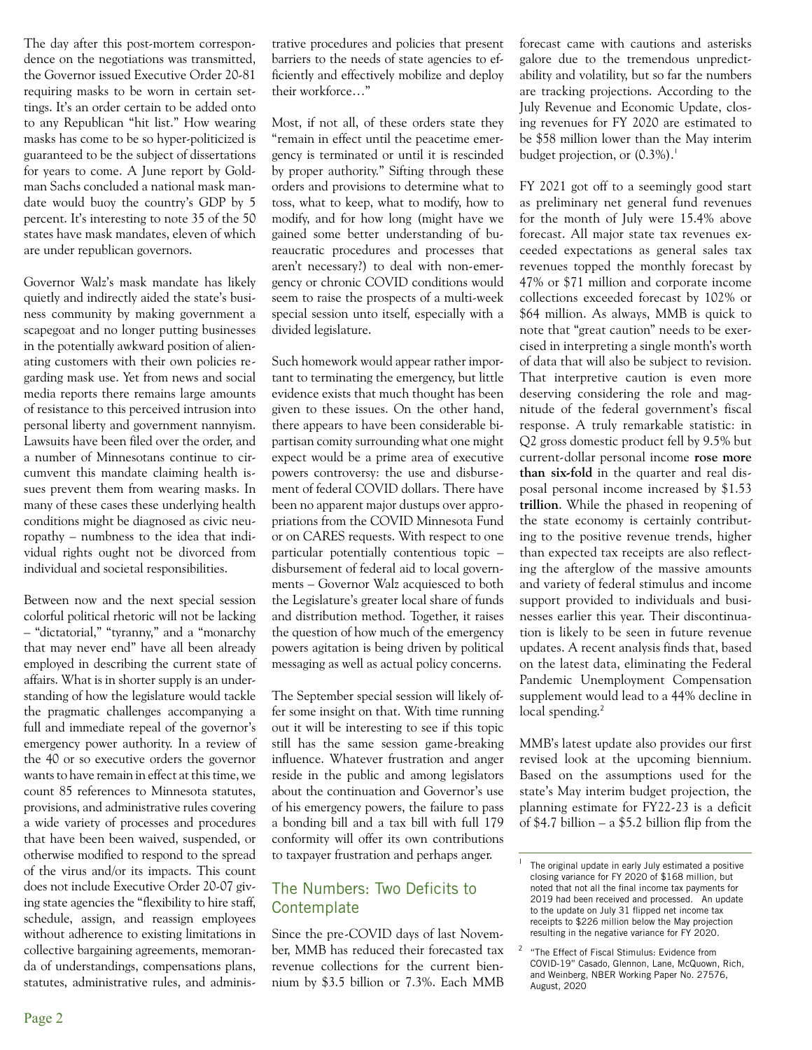The day after this post-mortem correspondence on the negotiations was transmitted, the Governor issued Executive Order 20-81 requiring masks to be worn in certain settings. It's an order certain to be added onto to any Republican "hit list." How wearing masks has come to be so hyper-politicized is guaranteed to be the subject of dissertations for years to come. A June report by Goldman Sachs concluded a national mask mandate would buoy the country's GDP by 5 percent. It's interesting to note 35 of the 50 states have mask mandates, eleven of which are under republican governors.

Governor Walz's mask mandate has likely quietly and indirectly aided the state's business community by making government a scapegoat and no longer putting businesses in the potentially awkward position of alienating customers with their own policies regarding mask use. Yet from news and social media reports there remains large amounts of resistance to this perceived intrusion into personal liberty and government nannyism. Lawsuits have been filed over the order, and a number of Minnesotans continue to circumvent this mandate claiming health issues prevent them from wearing masks. In many of these cases these underlying health conditions might be diagnosed as civic neuropathy – numbness to the idea that individual rights ought not be divorced from individual and societal responsibilities.

Between now and the next special session colorful political rhetoric will not be lacking – "dictatorial," "tyranny," and a "monarchy that may never end" have all been already employed in describing the current state of affairs. What is in shorter supply is an understanding of how the legislature would tackle the pragmatic challenges accompanying a full and immediate repeal of the governor's emergency power authority. In a review of the 40 or so executive orders the governor wants to have remain in effect at this time, we count 85 references to Minnesota statutes, provisions, and administrative rules covering a wide variety of processes and procedures that have been been waived, suspended, or otherwise modified to respond to the spread of the virus and/or its impacts. This count does not include Executive Order 20-07 giving state agencies the "flexibility to hire staff, schedule, assign, and reassign employees without adherence to existing limitations in collective bargaining agreements, memoranda of understandings, compensations plans, statutes, administrative rules, and administrative procedures and policies that present barriers to the needs of state agencies to efficiently and effectively mobilize and deploy their workforce…"

Most, if not all, of these orders state they "remain in effect until the peacetime emergency is terminated or until it is rescinded by proper authority." Sifting through these orders and provisions to determine what to toss, what to keep, what to modify, how to modify, and for how long (might have we gained some better understanding of bureaucratic procedures and processes that aren't necessary?) to deal with non-emergency or chronic COVID conditions would seem to raise the prospects of a multi-week special session unto itself, especially with a divided legislature.

Such homework would appear rather important to terminating the emergency, but little evidence exists that much thought has been given to these issues. On the other hand, there appears to have been considerable bipartisan comity surrounding what one might expect would be a prime area of executive powers controversy: the use and disbursement of federal COVID dollars. There have been no apparent major dustups over appropriations from the COVID Minnesota Fund or on CARES requests. With respect to one particular potentially contentious topic – disbursement of federal aid to local governments – Governor Walz acquiesced to both the Legislature's greater local share of funds and distribution method. Together, it raises the question of how much of the emergency powers agitation is being driven by political messaging as well as actual policy concerns.

The September special session will likely offer some insight on that. With time running out it will be interesting to see if this topic still has the same session game-breaking influence. Whatever frustration and anger reside in the public and among legislators about the continuation and Governor's use of his emergency powers, the failure to pass a bonding bill and a tax bill with full 179 conformity will offer its own contributions to taxpayer frustration and perhaps anger.

## The Numbers: Two Deficits to Contemplate

Since the pre-COVID days of last November, MMB has reduced their forecasted tax revenue collections for the current biennium by $3.5 billion or 7.3%. Each MMB forecast came with cautions and asterisks galore due to the tremendous unpredictability and volatility, but so far the numbers are tracking projections. According to the July Revenue and Economic Update, closing revenues for FY 2020 are estimated to be $58 million lower than the May interim budget projection, or (0.3%).[1]

FY 2021 got off to a seemingly good start as preliminary net general fund revenues for the month of July were 15.4% above forecast. All major state tax revenues exceeded expectations as general sales tax revenues topped the monthly forecast by 47% or $71 million and corporate income collections exceeded forecast by 102% or $64 million. As always, MMB is quick to note that "great caution" needs to be exercised in interpreting a single month's worth of data that will also be subject to revision. That interpretive caution is even more deserving considering the role and magnitude of the federal government's fiscal response. A truly remarkable statistic: in Q2 gross domestic product fell by 9.5% but current-dollar personal income **rose more than six-fold** in the quarter and real disposal personal income increased by $1.53 **trillion**. While the phased in reopening of the state economy is certainly contributing to the positive revenue trends, higher than expected tax receipts are also reflecting the afterglow of the massive amounts and variety of federal stimulus and income support provided to individuals and businesses earlier this year. Their discontinuation is likely to be seen in future revenue updates. A recent analysis finds that, based on the latest data, eliminating the Federal Pandemic Unemployment Compensation supplement would lead to a 44% decline in local spending.[2]

MMB's latest update also provides our first revised look at the upcoming biennium. Based on the assumptions used for the state's May interim budget projection, the planning estimate for FY22-23 is a deficit of $4.7 billion – a $5.2 billion flip from the

---

[1] The original update in early July estimated a positive closing variance for FY 2020 of $168 million, but noted that not all the final income tax payments for 2019 had been received and processed. An update to the update on July 31 flipped net income tax receipts to $226 million below the May projection resulting in the negative variance for FY 2020.

[2] "The Effect of Fiscal Stimulus: Evidence from COVID-19" Casado, Glennon, Lane, McQuown, Rich, and Weinberg, NBER Working Paper No. 27576, August, 2020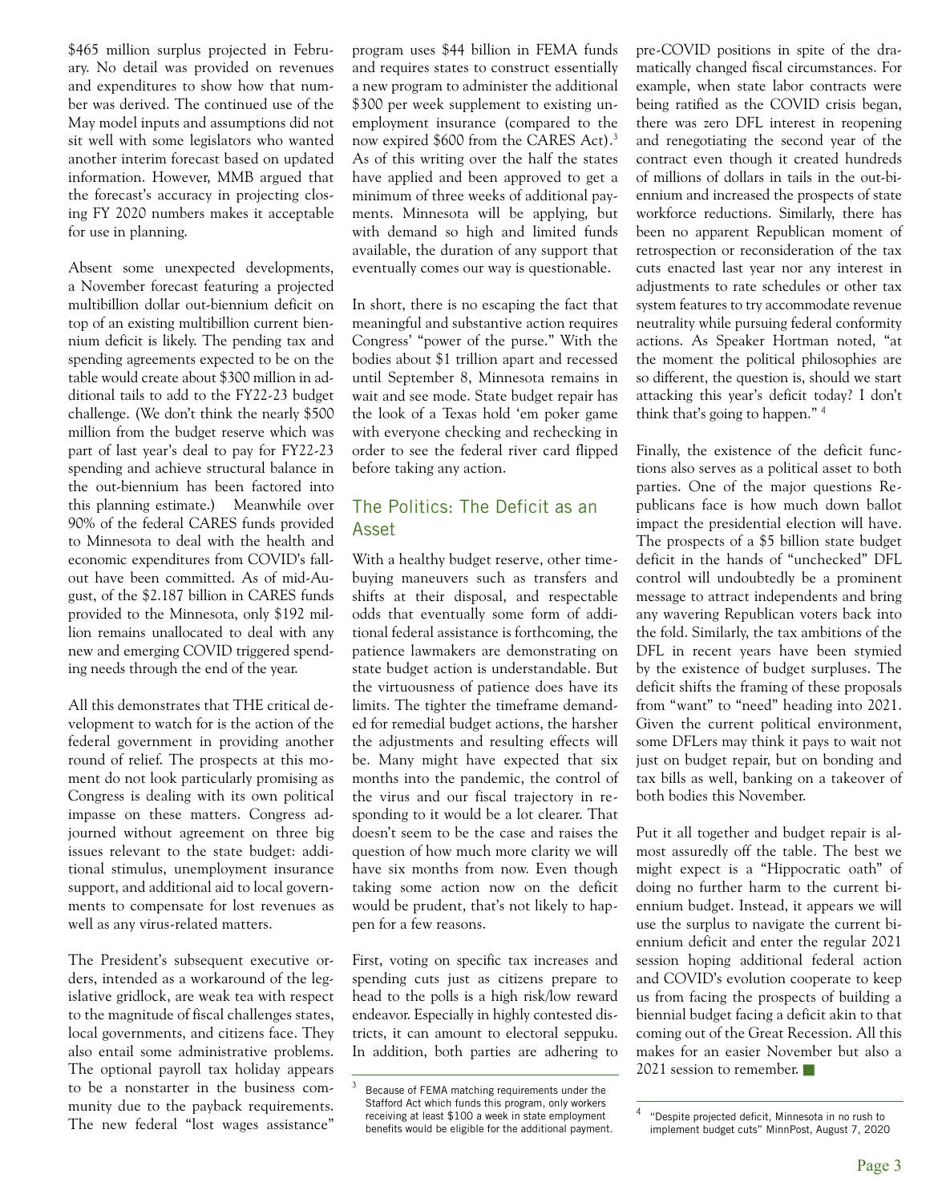$465 million surplus projected in February. No detail was provided on revenues and expenditures to show how that number was derived. The continued use of the May model inputs and assumptions did not sit well with some legislators who wanted another interim forecast based on updated information. However, MMB argued that the forecast's accuracy in projecting closing FY 2020 numbers makes it acceptable for use in planning.

Absent some unexpected developments, a November forecast featuring a projected multibillion dollar out-biennium deficit on top of an existing multibillion current biennium deficit is likely. The pending tax and spending agreements expected to be on the table would create about $300 million in additional tails to add to the FY22-23 budget challenge. (We don't think the nearly $500 million from the budget reserve which was part of last year's deal to pay for FY22-23 spending and achieve structural balance in the out-biennium has been factored into this planning estimate.) Meanwhile over 90% of the federal CARES funds provided to Minnesota to deal with the health and economic expenditures from COVID's fallout have been committed. As of mid-August, of the $2.187 billion in CARES funds provided to the Minnesota, only $192 million remains unallocated to deal with any new and emerging COVID triggered spending needs through the end of the year.

All this demonstrates that THE critical development to watch for is the action of the federal government in providing another round of relief. The prospects at this moment do not look particularly promising as Congress is dealing with its own political impasse on these matters. Congress adjourned without agreement on three big issues relevant to the state budget: additional stimulus, unemployment insurance support, and additional aid to local governments to compensate for lost revenues as well as any virus-related matters.

The President's subsequent executive orders, intended as a workaround of the legislative gridlock, are weak tea with respect to the magnitude of fiscal challenges states, local governments, and citizens face. They also entail some administrative problems. The optional payroll tax holiday appears to be a nonstarter in the business community due to the payback requirements. The new federal "lost wages assistance" program uses $44 billion in FEMA funds and requires states to construct essentially a new program to administer the additional $300 per week supplement to existing unemployment insurance (compared to the now expired $600 from the CARES Act).[3] As of this writing over the half the states have applied and been approved to get a minimum of three weeks of additional payments. Minnesota will be applying, but with demand so high and limited funds available, the duration of any support that eventually comes our way is questionable.

In short, there is no escaping the fact that meaningful and substantive action requires Congress' "power of the purse." With the bodies about $1 trillion apart and recessed until September 8, Minnesota remains in wait and see mode. State budget repair has the look of a Texas hold 'em poker game with everyone checking and rechecking in order to see the federal river card flipped before taking any action.

## The Politics: The Deficit as an Asset

With a healthy budget reserve, other time-buying maneuvers such as transfers and shifts at their disposal, and respectable odds that eventually some form of additional federal assistance is forthcoming, the patience lawmakers are demonstrating on state budget action is understandable. But the virtuousness of patience does have its limits. The tighter the timeframe demanded for remedial budget actions, the harsher the adjustments and resulting effects will be. Many might have expected that six months into the pandemic, the control of the virus and our fiscal trajectory in responding to it would be a lot clearer. That doesn't seem to be the case and raises the question of how much more clarity we will have six months from now. Even though taking some action now on the deficit would be prudent, that's not likely to happen for a few reasons.

First, voting on specific tax increases and spending cuts just as citizens prepare to head to the polls is a high risk/low reward endeavor. Especially in highly contested districts, it can amount to electoral seppuku. In addition, both parties are adhering to pre-COVID positions in spite of the dramatically changed fiscal circumstances. For example, when state labor contracts were being ratified as the COVID crisis began, there was zero DFL interest in reopening and renegotiating the second year of the contract even though it created hundreds of millions of dollars in tails in the out-biennium and increased the prospects of state workforce reductions. Similarly, there has been no apparent Republican moment of retrospection or reconsideration of the tax cuts enacted last year nor any interest in adjustments to rate schedules or other tax system features to try accommodate revenue neutrality while pursuing federal conformity actions. As Speaker Hortman noted, "at the moment the political philosophies are so different, the question is, should we start attacking this year's deficit today? I don't think that's going to happen." [4]

Finally, the existence of the deficit functions also serves as a political asset to both parties. One of the major questions Republicans face is how much down ballot impact the presidential election will have. The prospects of a $5 billion state budget deficit in the hands of "unchecked" DFL control will undoubtedly be a prominent message to attract independents and bring any wavering Republican voters back into the fold. Similarly, the tax ambitions of the DFL in recent years have been stymied by the existence of budget surpluses. The deficit shifts the framing of these proposals from "want" to "need" heading into 2021. Given the current political environment, some DFLers may think it pays to wait not just on budget repair, but on bonding and tax bills as well, banking on a takeover of both bodies this November.

Put it all together and budget repair is almost assuredly off the table. The best we might expect is a "Hippocratic oath" of doing no further harm to the current biennium budget. Instead, it appears we will use the surplus to navigate the current biennium deficit and enter the regular 2021 session hoping additional federal action and COVID's evolution cooperate to keep us from facing the prospects of building a biennial budget facing a deficit akin to that coming out of the Great Recession. All this makes for an easier November but also a 2021 session to remember. ■

---

[3] Because of FEMA matching requirements under the Stafford Act which funds this program, only workers receiving at least $100 a week in state employment benefits would be eligible for the additional payment.

[4] "Despite projected deficit, Minnesota in no rush to implement budget cuts" MinnPost, August 7, 2020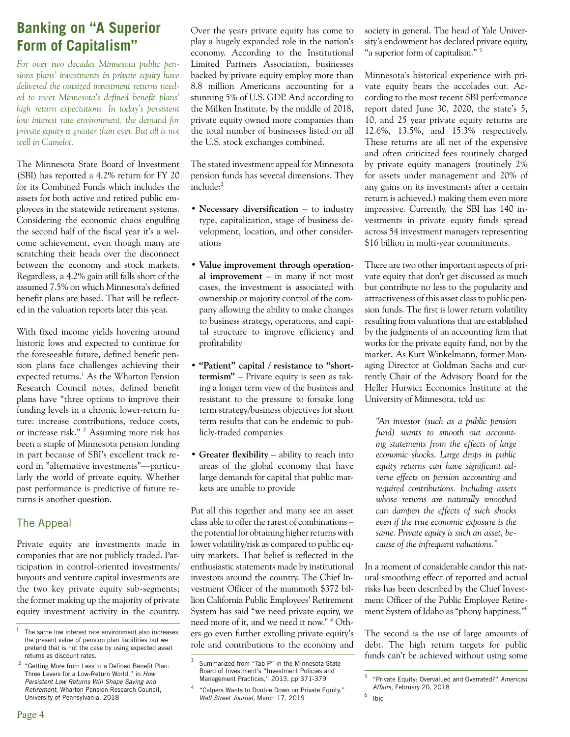# Banking on "A Superior Form of Capitalism"

*For over two decades Minnesota public pensions plans' investments in private equity have delivered the outsized investment returns needed to meet Minnesota's defined benefit plans' high return expectations. In today's persistent low interest rate environment, the demand for private equity is greater than ever. But all is not well in Camelot.*

The Minnesota State Board of Investment (SBI) has reported a 4.2% return for FY 20 for its Combined Funds which includes the assets for both active and retired public employees in the statewide retirement systems. Considering the economic chaos engulfing the second half of the fiscal year it's a welcome achievement, even though many are scratching their heads over the disconnect between the economy and stock markets. Regardless, a 4.2% gain still falls short of the assumed 7.5% on which Minnesota's defined benefit plans are based. That will be reflected in the valuation reports later this year.

With fixed income yields hovering around historic lows and expected to continue for the foreseeable future, defined benefit pension plans face challenges achieving their expected returns.[1] As the Wharton Pension Research Council notes, defined benefit plans have "three options to improve their funding levels in a chronic lower-return future: increase contributions, reduce costs, or increase risk." [2] Assuming more risk has been a staple of Minnesota pension funding in part because of SBI's excellent track record in "alternative investments"—particularly the world of private equity. Whether past performance is predictive of future returns is another question.

## The Appeal

Private equity are investments made in companies that are not publicly traded. Participation in control-oriented investments/buyouts and venture capital investments are the two key private equity sub-segments; the former making up the majority of private equity investment activity in the country. Over the years private equity has come to play a hugely expanded role in the nation's economy. According to the Institutional Limited Partners Association, businesses backed by private equity employ more than 8.8 million Americans accounting for a stunning 5% of U.S. GDP. And according to the Milken Institute, by the middle of 2018, private equity owned more companies than the total number of businesses listed on all the U.S. stock exchanges combined.

The stated investment appeal for Minnesota pension funds has several dimensions. They include:[3]

- **Necessary diversification** – to industry type, capitalization, stage of business development, location, and other considerations
- **Value improvement through operational improvement** – in many if not most cases, the investment is associated with ownership or majority control of the company allowing the ability to make changes to business strategy, operations, and capital structure to improve efficiency and profitability
- **"Patient" capital / resistance to "short-termism"** – Private equity is seen as taking a longer term view of the business and resistant to the pressure to forsake long term strategy/business objectives for short term results that can be endemic to publicly-traded companies
- **Greater flexibility** – ability to reach into areas of the global economy that have large demands for capital that public markets are unable to provide

Put all this together and many see an asset class able to offer the rarest of combinations – the potential for obtaining higher returns with lower volatility/risk as compared to public equity markets. That belief is reflected in the enthusiastic statements made by institutional investors around the country. The Chief Investment Officer of the mammoth $372 billion California Public Employees' Retirement System has said "we need private equity, we need more of it, and we need it now." [4] Others go even further extolling private equity's role and contributions to the economy and society in general. The head of Yale University's endowment has declared private equity, "a superior form of capitalism." [5]

Minnesota's historical experience with private equity bears the accolades out. According to the most recent SBI performance report dated June 30, 2020, the state's 5, 10, and 25 year private equity returns are 12.6%, 13.5%, and 15.3% respectively. These returns are all net of the expensive and often criticized fees routinely charged by private equity managers (routinely 2% for assets under management and 20% of any gains on its investments after a certain return is achieved.) making them even more impressive. Currently, the SBI has 140 investments in private equity funds spread across 54 investment managers representing $16 billion in multi-year commitments.

There are two other important aspects of private equity that don't get discussed as much but contribute no less to the popularity and attractiveness of this asset class to public pension funds. The first is lower return volatility resulting from valuations that are established by the judgments of an accounting firm that works for the private equity fund, not by the market. As Kurt Winkelmann, former Managing Director at Goldman Sachs and currently Chair of the Advisory Board for the Heller Hurwicz Economics Institute at the University of Minnesota, told us:

> *"An investor (such as a public pension fund) wants to smooth out accounting statements from the effects of large economic shocks. Large drops in public equity returns can have significant adverse effects on pension accounting and required contributions. Including assets whose returns are naturally smoothed can dampen the effects of such shocks even if the true economic exposure is the same. Private equity is such an asset, because of the infrequent valuations."*

In a moment of considerable candor this natural smoothing effect of reported and actual risks has been described by the Chief Investment Officer of the Public Employee Retirement System of Idaho as "phony happiness."[6]

The second is the use of large amounts of debt. The high return targets for public funds can't be achieved without using some

---

[1] The same low interest rate environment also increases the present value of pension plan liabilities but we pretend that is not the case by using expected asset returns as discount rates.

[2] "Getting More from Less in a Defined Benefit Plan: Three Levers for a Low-Return World," in *How Persistent Low Returns Will Shape Saving and Retirement*, Wharton Pension Research Council, University of Pennsylvania, 2018

[3] Summarized from "Tab P" in the Minnesota State Board of Investment's "Investment Policies and Management Practices," 2013, pp 371-379

[4] "Calpers Wants to Double Down on Private Equity," *Wall Street Journal*, March 17, 2019

[5] "Private Equity: Overvalued and Overrated?" *American Affairs*, February 20, 2018

[6] Ibid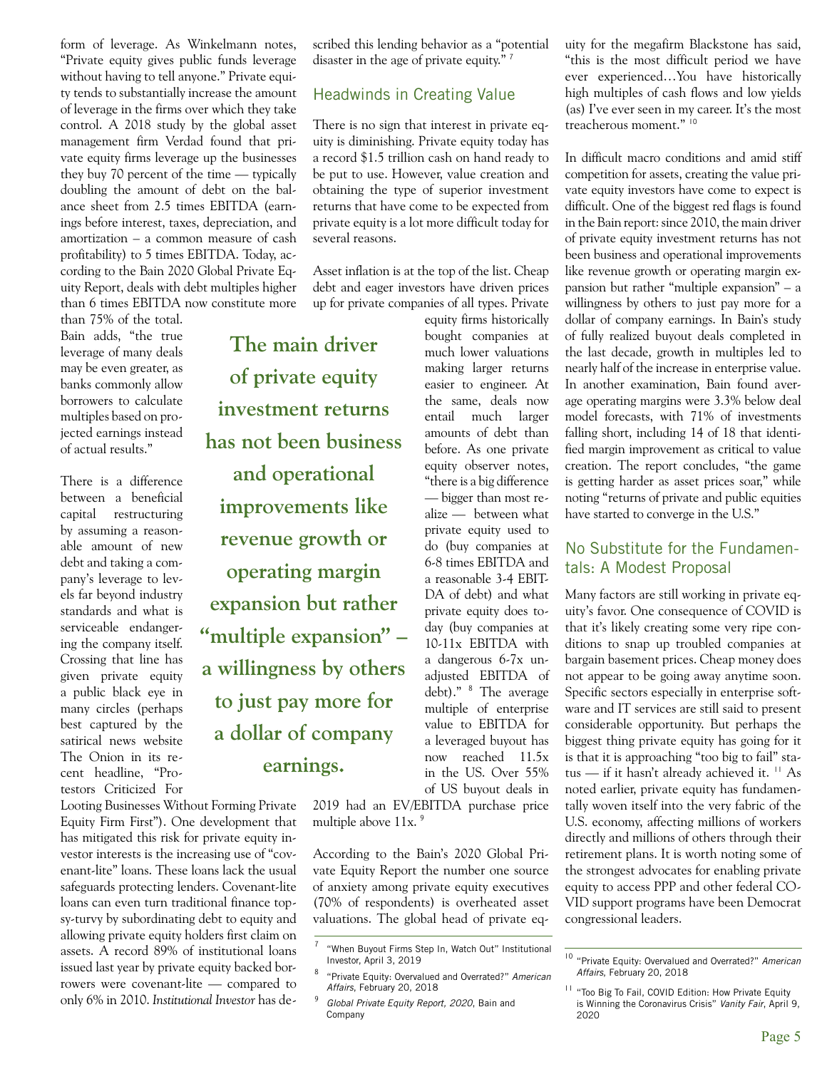form of leverage. As Winkelmann notes, "Private equity gives public funds leverage without having to tell anyone." Private equity tends to substantially increase the amount of leverage in the firms over which they take control. A 2018 study by the global asset management firm Verdad found that private equity firms leverage up the businesses they buy 70 percent of the time — typically doubling the amount of debt on the balance sheet from 2.5 times EBITDA (earnings before interest, taxes, depreciation, and amortization – a common measure of cash profitability) to 5 times EBITDA. Today, according to the Bain 2020 Global Private Equity Report, deals with debt multiples higher than 6 times EBITDA now constitute more than 75% of the total. Bain adds, "the true leverage of many deals may be even greater, as banks commonly allow borrowers to calculate multiples based on projected earnings instead of actual results."

There is a difference between a beneficial capital restructuring by assuming a reasonable amount of new debt and taking a company's leverage to levels far beyond industry standards and what is serviceable endangering the company itself. Crossing that line has given private equity a public black eye in many circles (perhaps best captured by the satirical news website The Onion in its recent headline, "Protestors Criticized For Looting Businesses Without Forming Private Equity Firm First"). One development that has mitigated this risk for private equity investor interests is the increasing use of "covenant-lite" loans. These loans lack the usual safeguards protecting lenders. Covenant-lite loans can even turn traditional finance topsy-turvy by subordinating debt to equity and allowing private equity holders first claim on assets. A record 89% of institutional loans issued last year by private equity backed borrowers were covenant-lite — compared to only 6% in 2010. *Institutional Investor* has described this lending behavior as a "potential disaster in the age of private equity."[7]

**The main driver of private equity investment returns has not been business and operational improvements like revenue growth or operating margin expansion but rather "multiple expansion" – a willingness by others to just pay more for a dollar of company earnings.**

## Headwinds in Creating Value

There is no sign that interest in private equity is diminishing. Private equity today has a record $1.5 trillion cash on hand ready to be put to use. However, value creation and obtaining the type of superior investment returns that have come to be expected from private equity is a lot more difficult today for several reasons.

Asset inflation is at the top of the list. Cheap debt and eager investors have driven prices up for private companies of all types. Private equity firms historically bought companies at much lower valuations making larger returns easier to engineer. At the same, deals now entail much larger amounts of debt than before. As one private equity observer notes, "there is a big difference — bigger than most realize — between what private equity used to do (buy companies at 6-8 times EBITDA and a reasonable 3-4 EBITDA of debt) and what private equity does today (buy companies at 10-11x EBITDA with a dangerous 6-7x unadjusted EBITDA of debt)."[8] The average multiple of enterprise value to EBITDA for a leveraged buyout has now reached 11.5x in the US. Over 55% of US buyout deals in 2019 had an EV/EBITDA purchase price multiple above 11x.[9]

According to the Bain's 2020 Global Private Equity Report the number one source of anxiety among private equity executives (70% of respondents) is overheated asset valuations. The global head of private equity for the megafirm Blackstone has said, "this is the most difficult period we have ever experienced…You have historically high multiples of cash flows and low yields (as) I've ever seen in my career. It's the most treacherous moment."[10]

In difficult macro conditions and amid stiff competition for assets, creating the value private equity investors have come to expect is difficult. One of the biggest red flags is found in the Bain report: since 2010, the main driver of private equity investment returns has not been business and operational improvements like revenue growth or operating margin expansion but rather "multiple expansion" – a willingness by others to just pay more for a dollar of company earnings. In Bain's study of fully realized buyout deals completed in the last decade, growth in multiples led to nearly half of the increase in enterprise value. In another examination, Bain found average operating margins were 3.3% below deal model forecasts, with 71% of investments falling short, including 14 of 18 that identified margin improvement as critical to value creation. The report concludes, "the game is getting harder as asset prices soar," while noting "returns of private and public equities have started to converge in the U.S."

## No Substitute for the Fundamentals: A Modest Proposal

Many factors are still working in private equity's favor. One consequence of COVID is that it's likely creating some very ripe conditions to snap up troubled companies at bargain basement prices. Cheap money does not appear to be going away anytime soon. Specific sectors especially in enterprise software and IT services are still said to present considerable opportunity. But perhaps the biggest thing private equity has going for it is that it is approaching "too big to fail" status — if it hasn't already achieved it.[11] As noted earlier, private equity has fundamentally woven itself into the very fabric of the U.S. economy, affecting millions of workers directly and millions of others through their retirement plans. It is worth noting some of the strongest advocates for enabling private equity to access PPP and other federal COVID support programs have been Democrat congressional leaders.

---

[7] "When Buyout Firms Step In, Watch Out" Institutional Investor, April 3, 2019

[8] "Private Equity: Overvalued and Overrated?" *American Affairs*, February 20, 2018

[9] *Global Private Equity Report, 2020*, Bain and Company

[10] "Private Equity: Overvalued and Overrated?" *American Affairs*, February 20, 2018

[11] "Too Big To Fail, COVID Edition: How Private Equity is Winning the Coronavirus Crisis" *Vanity Fair*, April 9, 2020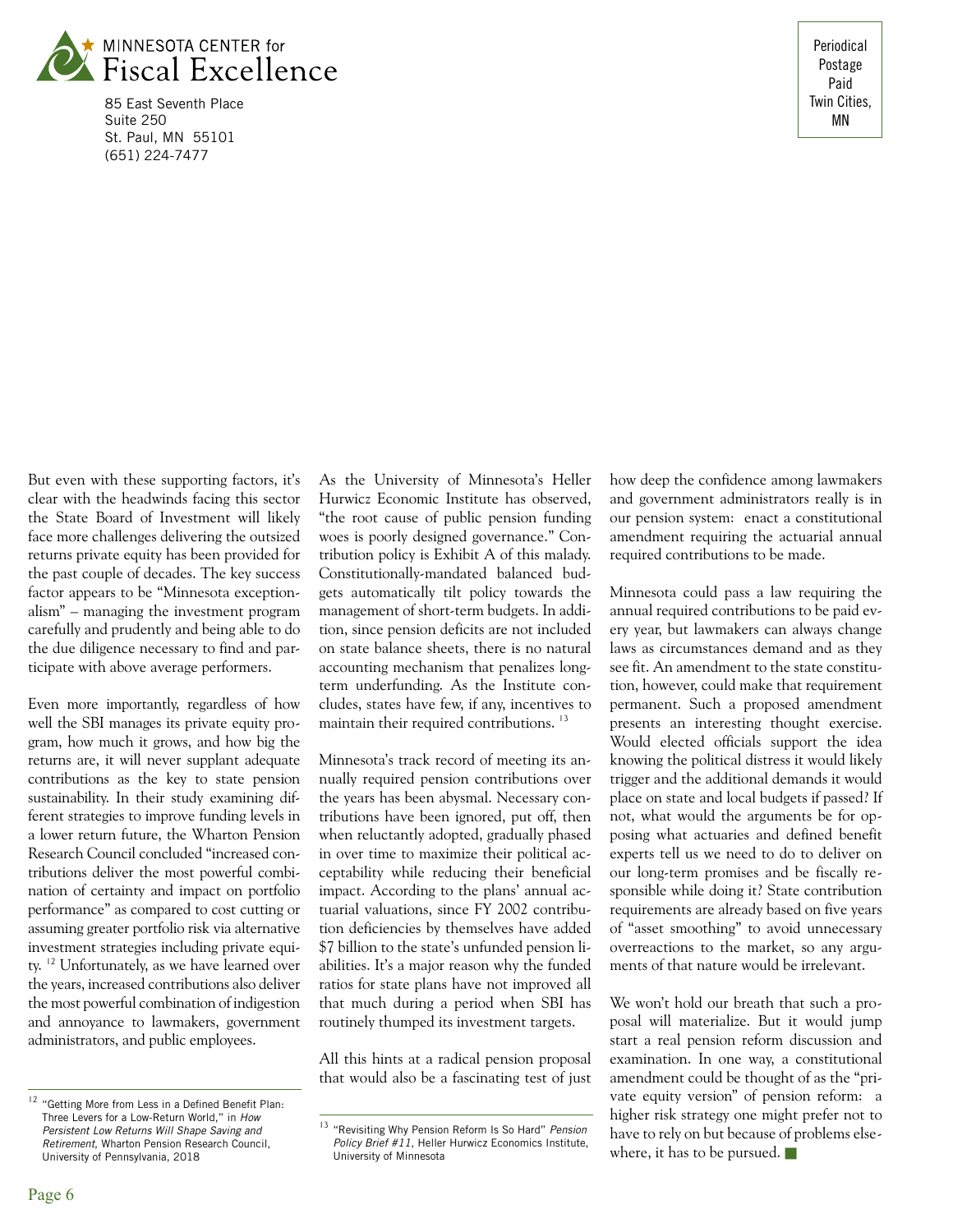MINNESOTA CENTER for
Fiscal Excellence

85 East Seventh Place
Suite 250
St. Paul, MN 55101
(651) 224-7477

Periodical Postage Paid Twin Cities, MN

But even with these supporting factors, it's clear with the headwinds facing this sector the State Board of Investment will likely face more challenges delivering the outsized returns private equity has been provided for the past couple of decades. The key success factor appears to be "Minnesota exceptionalism" – managing the investment program carefully and prudently and being able to do the due diligence necessary to find and participate with above average performers.

Even more importantly, regardless of how well the SBI manages its private equity program, how much it grows, and how big the returns are, it will never supplant adequate contributions as the key to state pension sustainability. In their study examining different strategies to improve funding levels in a lower return future, the Wharton Pension Research Council concluded "increased contributions deliver the most powerful combination of certainty and impact on portfolio performance" as compared to cost cutting or assuming greater portfolio risk via alternative investment strategies including private equity. [12] Unfortunately, as we have learned over the years, increased contributions also deliver the most powerful combination of indigestion and annoyance to lawmakers, government administrators, and public employees.

As the University of Minnesota's Heller Hurwicz Economic Institute has observed, "the root cause of public pension funding woes is poorly designed governance." Contribution policy is Exhibit A of this malady. Constitutionally-mandated balanced budgets automatically tilt policy towards the management of short-term budgets. In addition, since pension deficits are not included on state balance sheets, there is no natural accounting mechanism that penalizes long-term underfunding. As the Institute concludes, states have few, if any, incentives to maintain their required contributions. [13]

Minnesota's track record of meeting its annually required pension contributions over the years has been abysmal. Necessary contributions have been ignored, put off, then when reluctantly adopted, gradually phased in over time to maximize their political acceptability while reducing their beneficial impact. According to the plans' annual actuarial valuations, since FY 2002 contribution deficiencies by themselves have added $7 billion to the state's unfunded pension liabilities. It's a major reason why the funded ratios for state plans have not improved all that much during a period when SBI has routinely thumped its investment targets.

All this hints at a radical pension proposal that would also be a fascinating test of just how deep the confidence among lawmakers and government administrators really is in our pension system: enact a constitutional amendment requiring the actuarial annual required contributions to be made.

Minnesota could pass a law requiring the annual required contributions to be paid every year, but lawmakers can always change laws as circumstances demand and as they see fit. An amendment to the state constitution, however, could make that requirement permanent. Such a proposed amendment presents an interesting thought exercise. Would elected officials support the idea knowing the political distress it would likely trigger and the additional demands it would place on state and local budgets if passed? If not, what would the arguments be for opposing what actuaries and defined benefit experts tell us we need to do to deliver on our long-term promises and be fiscally responsible while doing it? State contribution requirements are already based on five years of "asset smoothing" to avoid unnecessary overreactions to the market, so any arguments of that nature would be irrelevant.

We won't hold our breath that such a proposal will materialize. But it would jump start a real pension reform discussion and examination. In one way, a constitutional amendment could be thought of as the "private equity version" of pension reform: a higher risk strategy one might prefer not to have to rely on but because of problems elsewhere, it has to be pursued. ■

---

[12] "Getting More from Less in a Defined Benefit Plan: Three Levers for a Low-Return World," in *How Persistent Low Returns Will Shape Saving and Retirement*, Wharton Pension Research Council, University of Pennsylvania, 2018

[13] "Revisiting Why Pension Reform Is So Hard" *Pension Policy Brief #11*, Heller Hurwicz Economics Institute, University of Minnesota